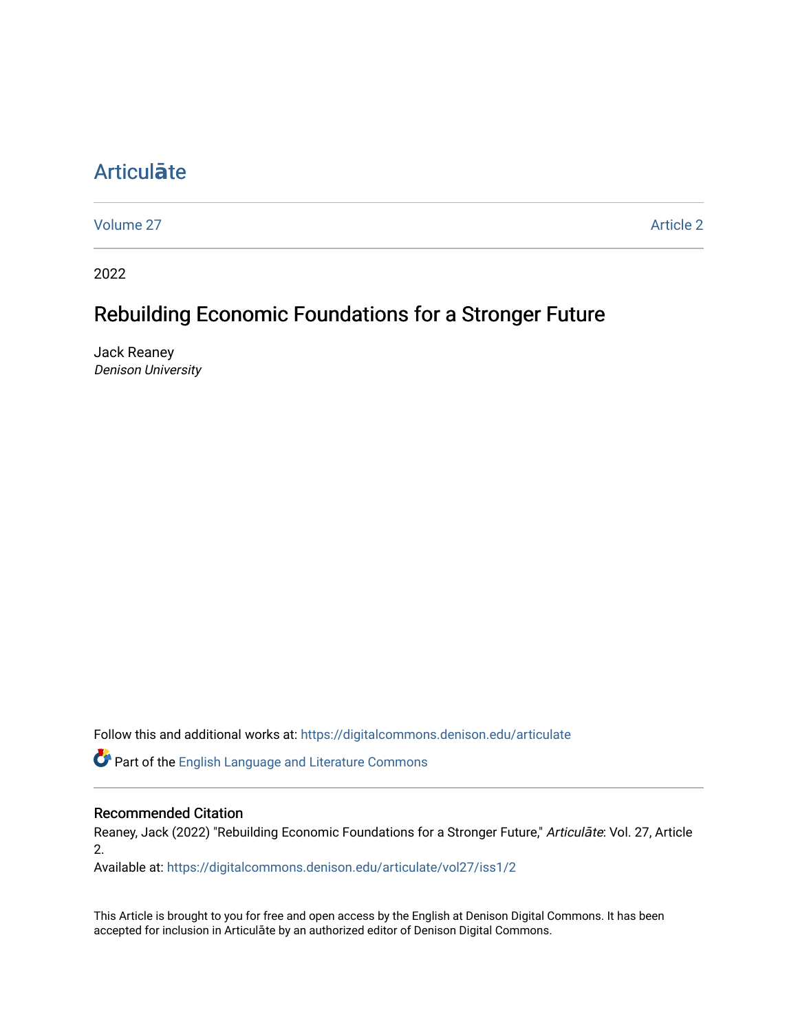# Articulāte

Volume 27 | Article 2

2022

## Rebuilding Economic Foundations for a Stronger Future

Jack Reaney
*Denison University*

Follow this and additional works at: https://digitalcommons.denison.edu/articulate

Part of the English Language and Literature Commons

### Recommended Citation

Reaney, Jack (2022) "Rebuilding Economic Foundations for a Stronger Future," *Articulāte*: Vol. 27, Article 2.
Available at: https://digitalcommons.denison.edu/articulate/vol27/iss1/2

This Article is brought to you for free and open access by the English at Denison Digital Commons. It has been accepted for inclusion in Articulāte by an authorized editor of Denison Digital Commons.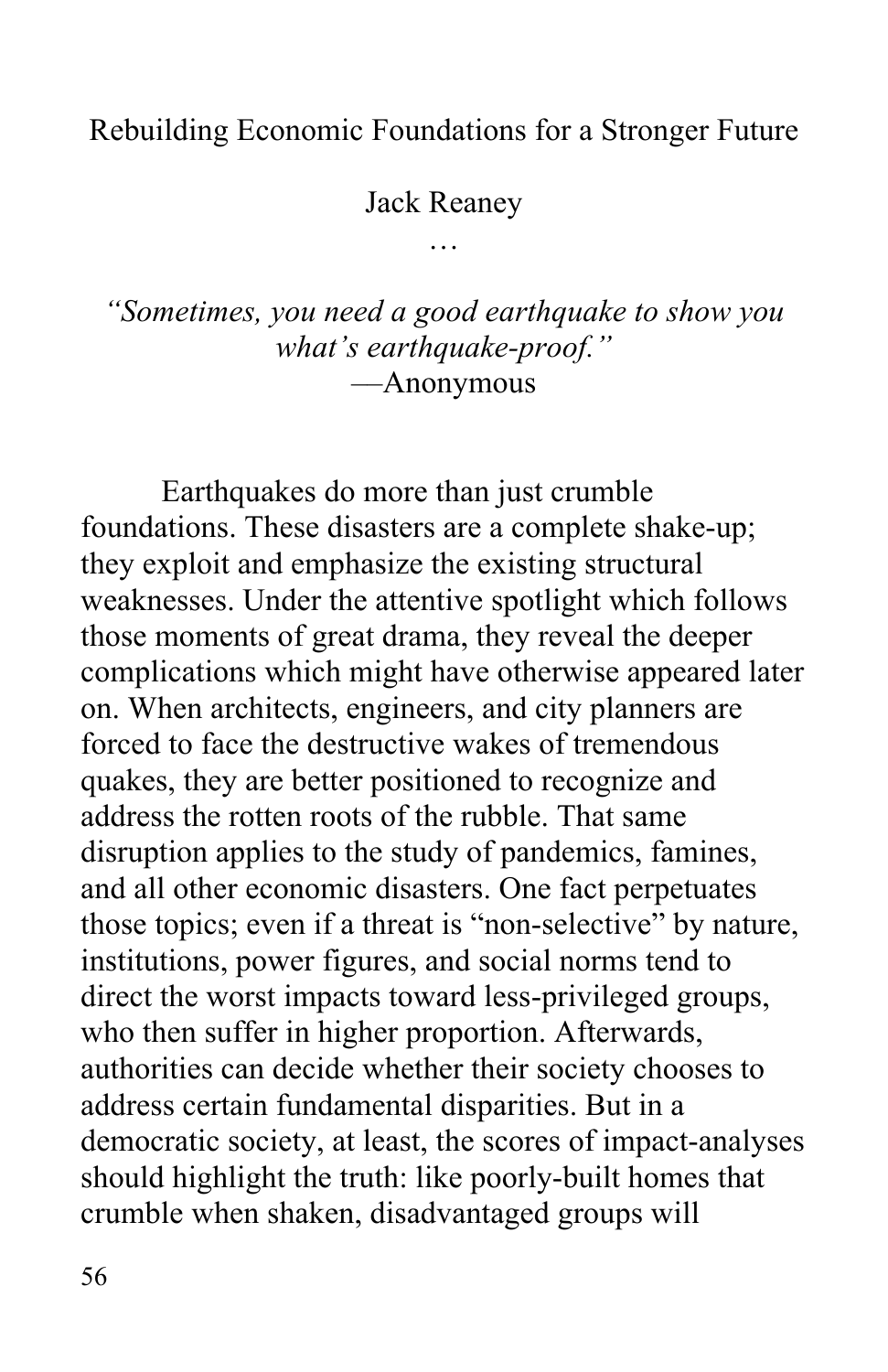# Rebuilding Economic Foundations for a Stronger Future

Jack Reaney

…

*"Sometimes, you need a good earthquake to show you what's earthquake-proof."*
—Anonymous

Earthquakes do more than just crumble foundations. These disasters are a complete shake-up; they exploit and emphasize the existing structural weaknesses. Under the attentive spotlight which follows those moments of great drama, they reveal the deeper complications which might have otherwise appeared later on. When architects, engineers, and city planners are forced to face the destructive wakes of tremendous quakes, they are better positioned to recognize and address the rotten roots of the rubble. That same disruption applies to the study of pandemics, famines, and all other economic disasters. One fact perpetuates those topics; even if a threat is "non-selective" by nature, institutions, power figures, and social norms tend to direct the worst impacts toward less-privileged groups, who then suffer in higher proportion. Afterwards, authorities can decide whether their society chooses to address certain fundamental disparities. But in a democratic society, at least, the scores of impact-analyses should highlight the truth: like poorly-built homes that crumble when shaken, disadvantaged groups will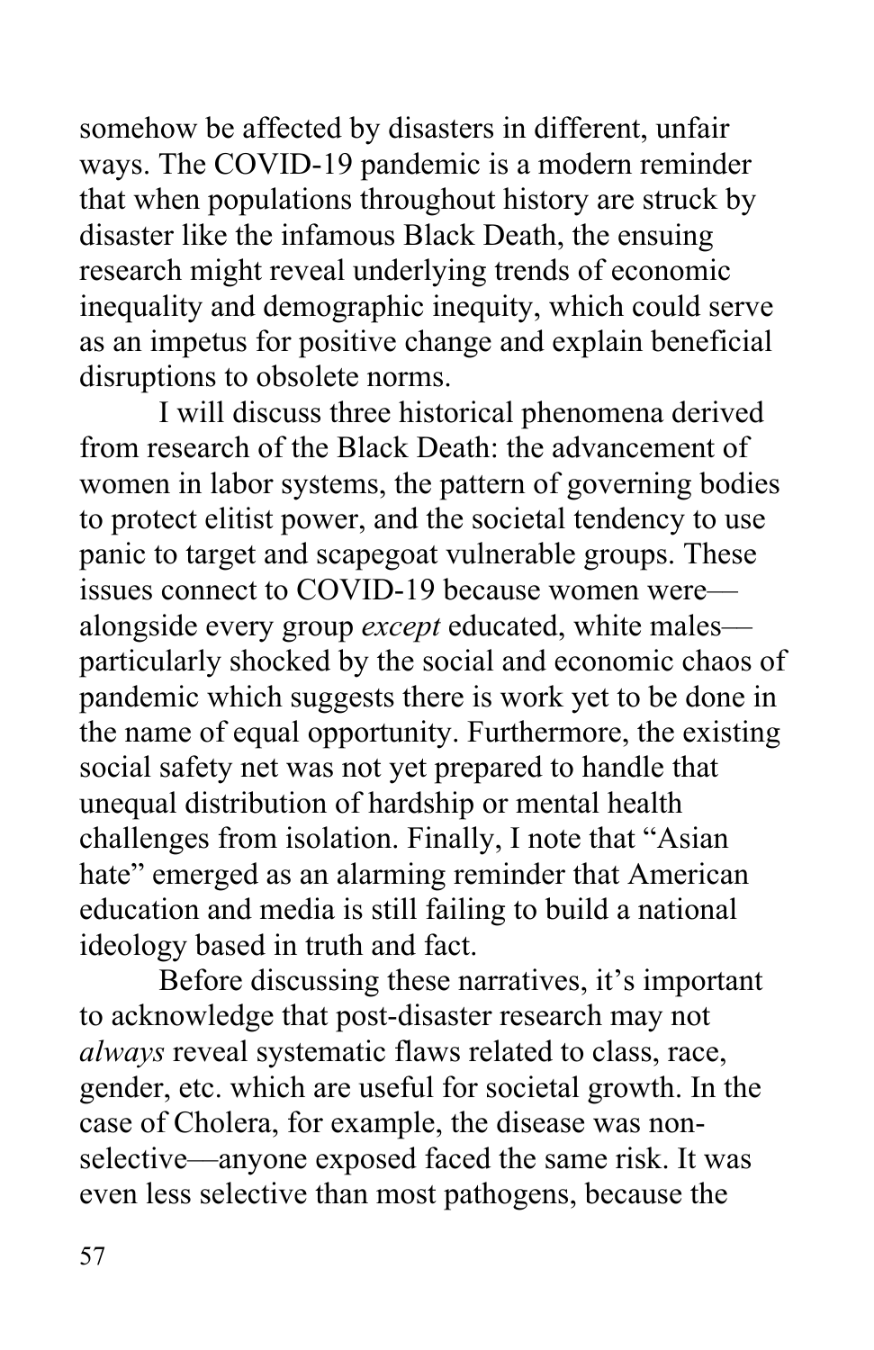somehow be affected by disasters in different, unfair ways. The COVID-19 pandemic is a modern reminder that when populations throughout history are struck by disaster like the infamous Black Death, the ensuing research might reveal underlying trends of economic inequality and demographic inequity, which could serve as an impetus for positive change and explain beneficial disruptions to obsolete norms.

I will discuss three historical phenomena derived from research of the Black Death: the advancement of women in labor systems, the pattern of governing bodies to protect elitist power, and the societal tendency to use panic to target and scapegoat vulnerable groups. These issues connect to COVID-19 because women were—alongside every group *except* educated, white males—particularly shocked by the social and economic chaos of pandemic which suggests there is work yet to be done in the name of equal opportunity. Furthermore, the existing social safety net was not yet prepared to handle that unequal distribution of hardship or mental health challenges from isolation. Finally, I note that "Asian hate" emerged as an alarming reminder that American education and media is still failing to build a national ideology based in truth and fact.

Before discussing these narratives, it's important to acknowledge that post-disaster research may not *always* reveal systematic flaws related to class, race, gender, etc. which are useful for societal growth. In the case of Cholera, for example, the disease was non-selective—anyone exposed faced the same risk. It was even less selective than most pathogens, because the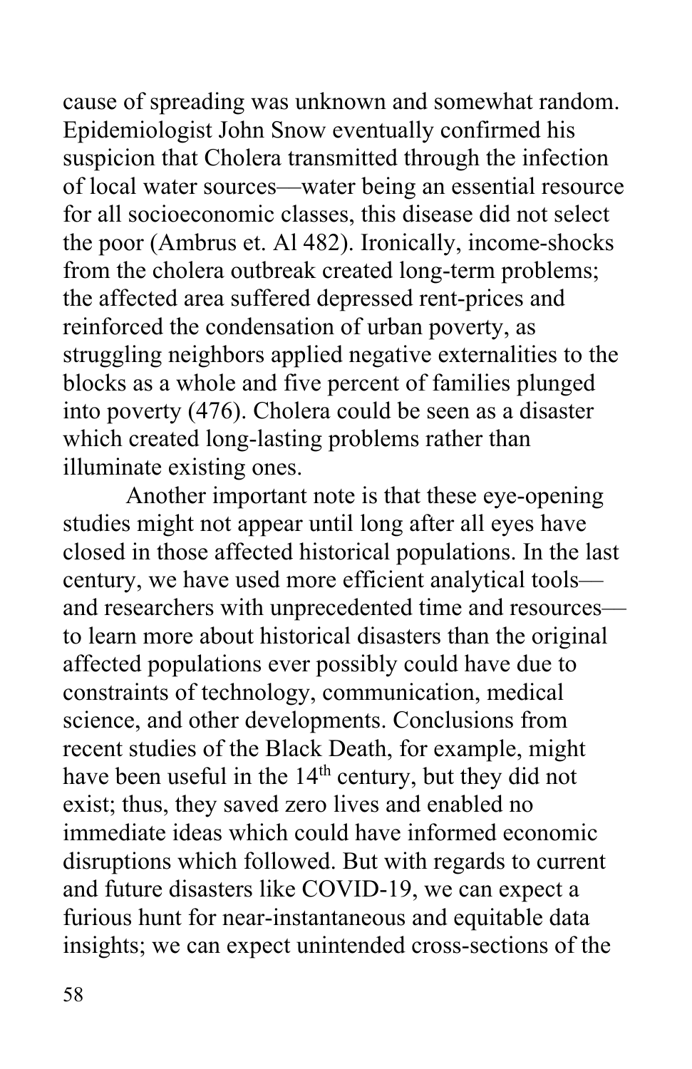cause of spreading was unknown and somewhat random. Epidemiologist John Snow eventually confirmed his suspicion that Cholera transmitted through the infection of local water sources—water being an essential resource for all socioeconomic classes, this disease did not select the poor (Ambrus et. Al 482). Ironically, income-shocks from the cholera outbreak created long-term problems; the affected area suffered depressed rent-prices and reinforced the condensation of urban poverty, as struggling neighbors applied negative externalities to the blocks as a whole and five percent of families plunged into poverty (476). Cholera could be seen as a disaster which created long-lasting problems rather than illuminate existing ones.

Another important note is that these eye-opening studies might not appear until long after all eyes have closed in those affected historical populations. In the last century, we have used more efficient analytical tools—and researchers with unprecedented time and resources—to learn more about historical disasters than the original affected populations ever possibly could have due to constraints of technology, communication, medical science, and other developments. Conclusions from recent studies of the Black Death, for example, might have been useful in the 14th century, but they did not exist; thus, they saved zero lives and enabled no immediate ideas which could have informed economic disruptions which followed. But with regards to current and future disasters like COVID-19, we can expect a furious hunt for near-instantaneous and equitable data insights; we can expect unintended cross-sections of the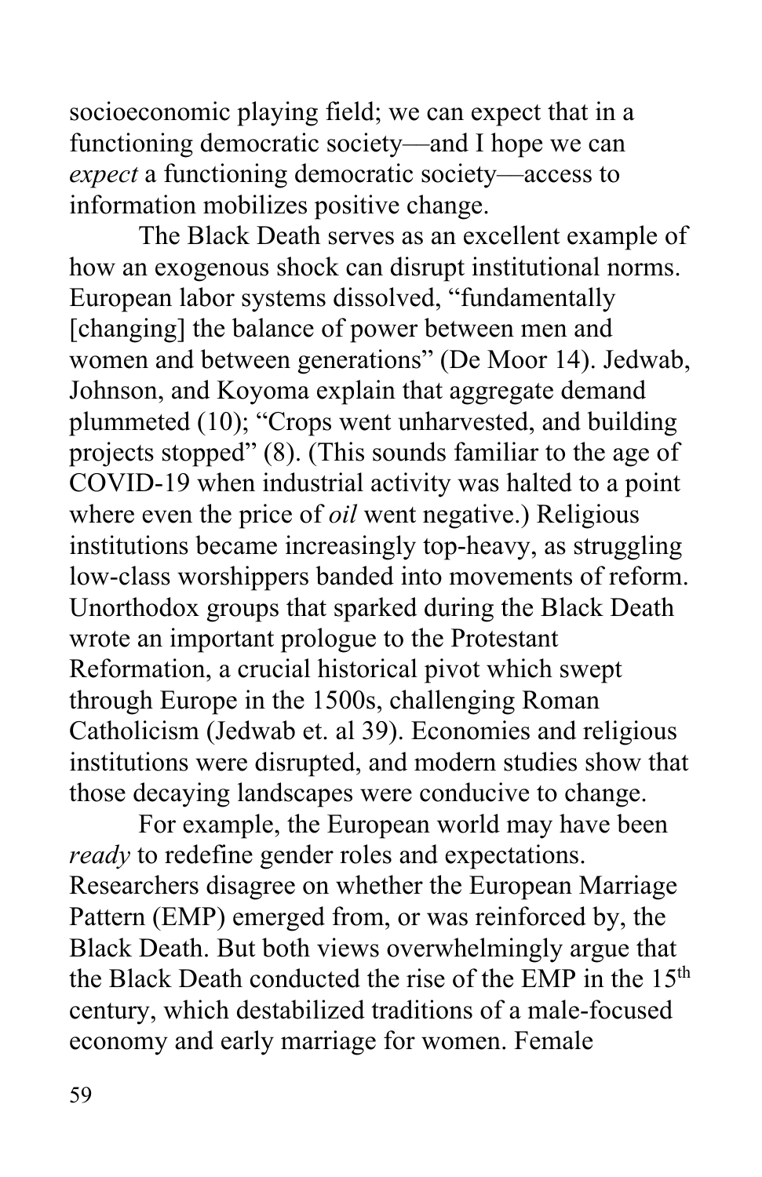socioeconomic playing field; we can expect that in a functioning democratic society—and I hope we can *expect* a functioning democratic society—access to information mobilizes positive change.

The Black Death serves as an excellent example of how an exogenous shock can disrupt institutional norms. European labor systems dissolved, "fundamentally [changing] the balance of power between men and women and between generations" (De Moor 14). Jedwab, Johnson, and Koyoma explain that aggregate demand plummeted (10); "Crops went unharvested, and building projects stopped" (8). (This sounds familiar to the age of COVID-19 when industrial activity was halted to a point where even the price of *oil* went negative.) Religious institutions became increasingly top-heavy, as struggling low-class worshippers banded into movements of reform. Unorthodox groups that sparked during the Black Death wrote an important prologue to the Protestant Reformation, a crucial historical pivot which swept through Europe in the 1500s, challenging Roman Catholicism (Jedwab et. al 39). Economies and religious institutions were disrupted, and modern studies show that those decaying landscapes were conducive to change.

For example, the European world may have been *ready* to redefine gender roles and expectations. Researchers disagree on whether the European Marriage Pattern (EMP) emerged from, or was reinforced by, the Black Death. But both views overwhelmingly argue that the Black Death conducted the rise of the EMP in the 15th century, which destabilized traditions of a male-focused economy and early marriage for women. Female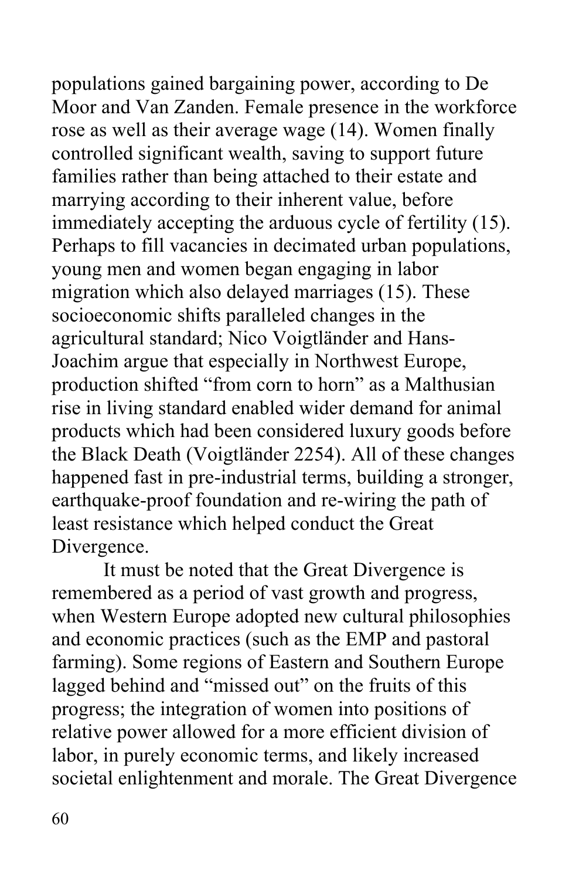populations gained bargaining power, according to De Moor and Van Zanden. Female presence in the workforce rose as well as their average wage (14). Women finally controlled significant wealth, saving to support future families rather than being attached to their estate and marrying according to their inherent value, before immediately accepting the arduous cycle of fertility (15). Perhaps to fill vacancies in decimated urban populations, young men and women began engaging in labor migration which also delayed marriages (15). These socioeconomic shifts paralleled changes in the agricultural standard; Nico Voigtländer and Hans-Joachim argue that especially in Northwest Europe, production shifted "from corn to horn" as a Malthusian rise in living standard enabled wider demand for animal products which had been considered luxury goods before the Black Death (Voigtländer 2254). All of these changes happened fast in pre-industrial terms, building a stronger, earthquake-proof foundation and re-wiring the path of least resistance which helped conduct the Great Divergence.

It must be noted that the Great Divergence is remembered as a period of vast growth and progress, when Western Europe adopted new cultural philosophies and economic practices (such as the EMP and pastoral farming). Some regions of Eastern and Southern Europe lagged behind and "missed out" on the fruits of this progress; the integration of women into positions of relative power allowed for a more efficient division of labor, in purely economic terms, and likely increased societal enlightenment and morale. The Great Divergence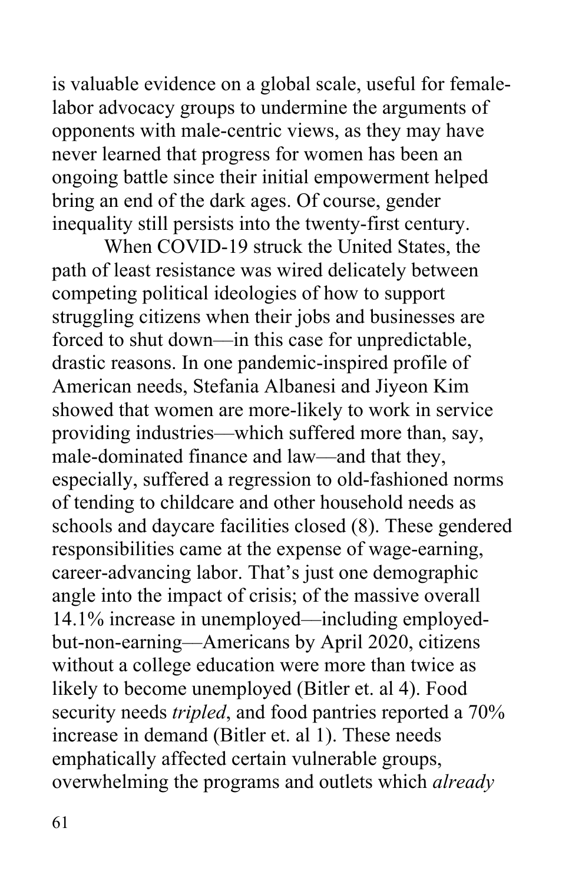is valuable evidence on a global scale, useful for female-labor advocacy groups to undermine the arguments of opponents with male-centric views, as they may have never learned that progress for women has been an ongoing battle since their initial empowerment helped bring an end of the dark ages. Of course, gender inequality still persists into the twenty-first century.

When COVID-19 struck the United States, the path of least resistance was wired delicately between competing political ideologies of how to support struggling citizens when their jobs and businesses are forced to shut down—in this case for unpredictable, drastic reasons. In one pandemic-inspired profile of American needs, Stefania Albanesi and Jiyeon Kim showed that women are more-likely to work in service providing industries—which suffered more than, say, male-dominated finance and law—and that they, especially, suffered a regression to old-fashioned norms of tending to childcare and other household needs as schools and daycare facilities closed (8). These gendered responsibilities came at the expense of wage-earning, career-advancing labor. That's just one demographic angle into the impact of crisis; of the massive overall 14.1% increase in unemployed—including employed-but-non-earning—Americans by April 2020, citizens without a college education were more than twice as likely to become unemployed (Bitler et. al 4). Food security needs *tripled*, and food pantries reported a 70% increase in demand (Bitler et. al 1). These needs emphatically affected certain vulnerable groups, overwhelming the programs and outlets which *already*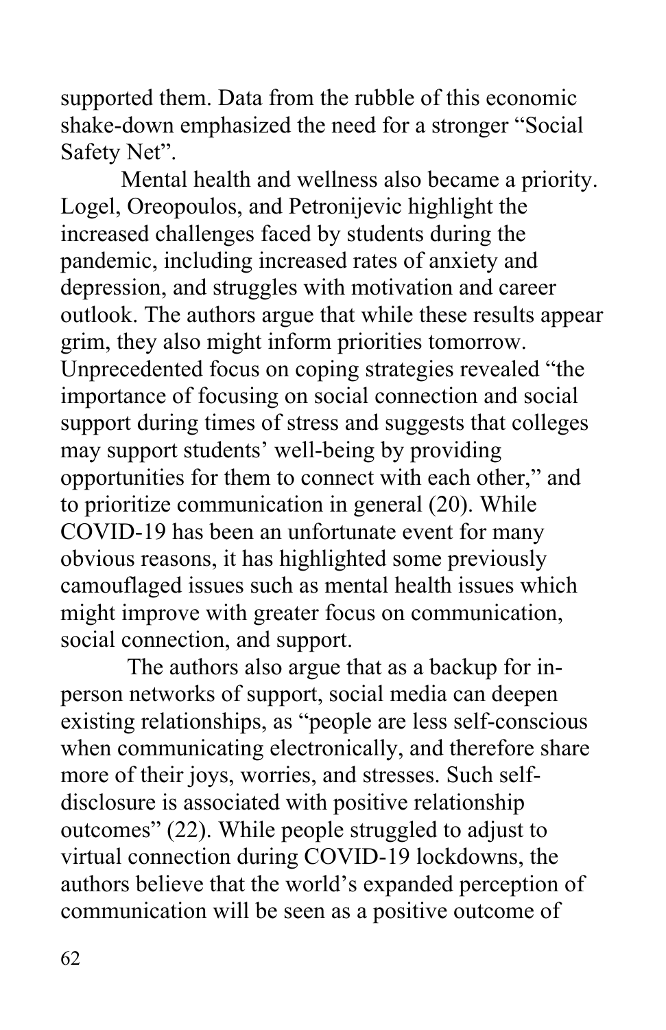supported them. Data from the rubble of this economic shake-down emphasized the need for a stronger "Social Safety Net".

Mental health and wellness also became a priority. Logel, Oreopoulos, and Petronijevic highlight the increased challenges faced by students during the pandemic, including increased rates of anxiety and depression, and struggles with motivation and career outlook. The authors argue that while these results appear grim, they also might inform priorities tomorrow. Unprecedented focus on coping strategies revealed "the importance of focusing on social connection and social support during times of stress and suggests that colleges may support students' well-being by providing opportunities for them to connect with each other," and to prioritize communication in general (20). While COVID-19 has been an unfortunate event for many obvious reasons, it has highlighted some previously camouflaged issues such as mental health issues which might improve with greater focus on communication, social connection, and support.

The authors also argue that as a backup for in-person networks of support, social media can deepen existing relationships, as "people are less self-conscious when communicating electronically, and therefore share more of their joys, worries, and stresses. Such self-disclosure is associated with positive relationship outcomes" (22). While people struggled to adjust to virtual connection during COVID-19 lockdowns, the authors believe that the world's expanded perception of communication will be seen as a positive outcome of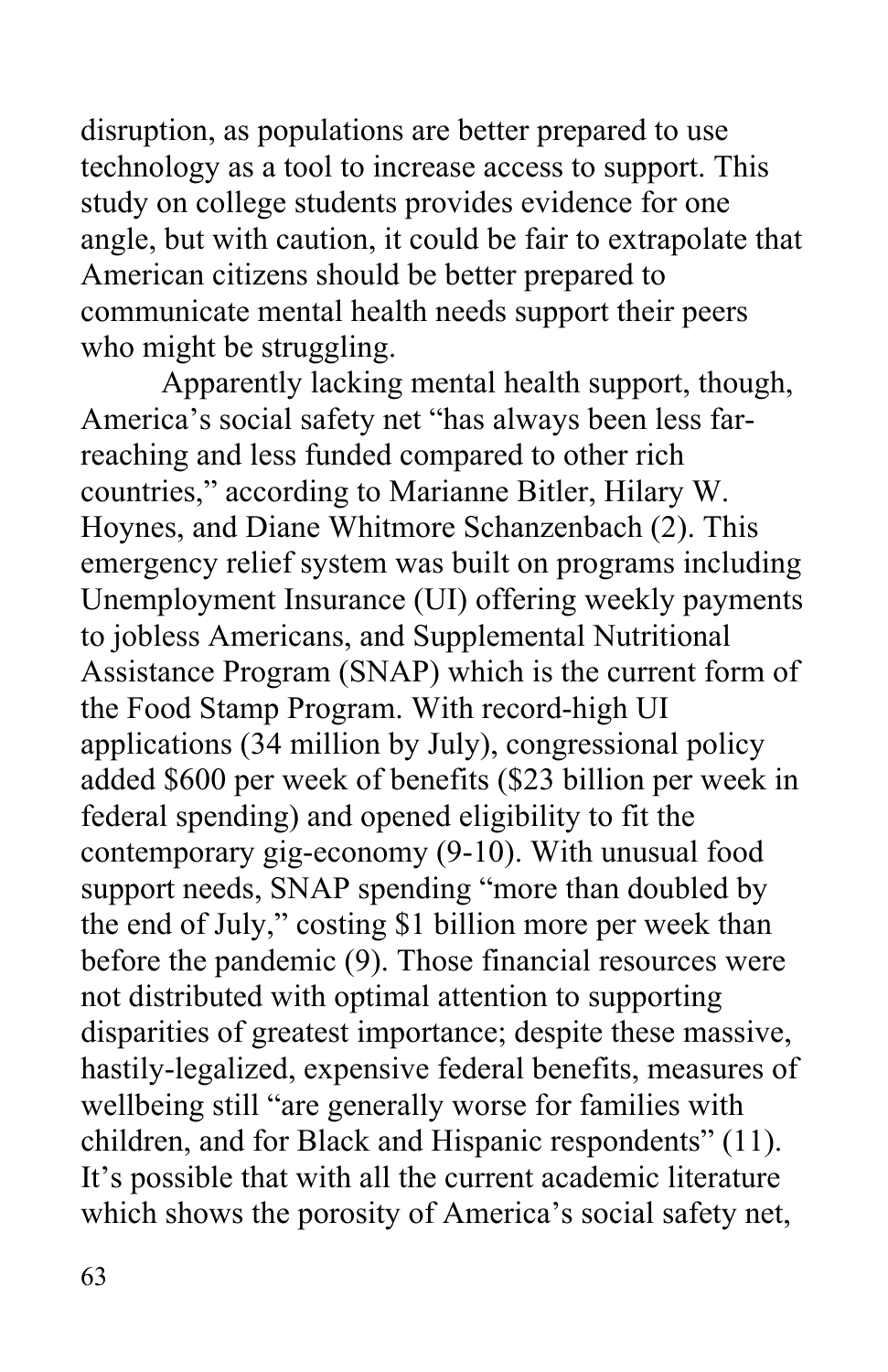disruption, as populations are better prepared to use technology as a tool to increase access to support. This study on college students provides evidence for one angle, but with caution, it could be fair to extrapolate that American citizens should be better prepared to communicate mental health needs support their peers who might be struggling.

Apparently lacking mental health support, though, America's social safety net "has always been less far-reaching and less funded compared to other rich countries," according to Marianne Bitler, Hilary W. Hoynes, and Diane Whitmore Schanzenbach (2). This emergency relief system was built on programs including Unemployment Insurance (UI) offering weekly payments to jobless Americans, and Supplemental Nutritional Assistance Program (SNAP) which is the current form of the Food Stamp Program. With record-high UI applications (34 million by July), congressional policy added $600 per week of benefits ($23 billion per week in federal spending) and opened eligibility to fit the contemporary gig-economy (9-10). With unusual food support needs, SNAP spending "more than doubled by the end of July," costing $1 billion more per week than before the pandemic (9). Those financial resources were not distributed with optimal attention to supporting disparities of greatest importance; despite these massive, hastily-legalized, expensive federal benefits, measures of wellbeing still "are generally worse for families with children, and for Black and Hispanic respondents" (11). It's possible that with all the current academic literature which shows the porosity of America's social safety net,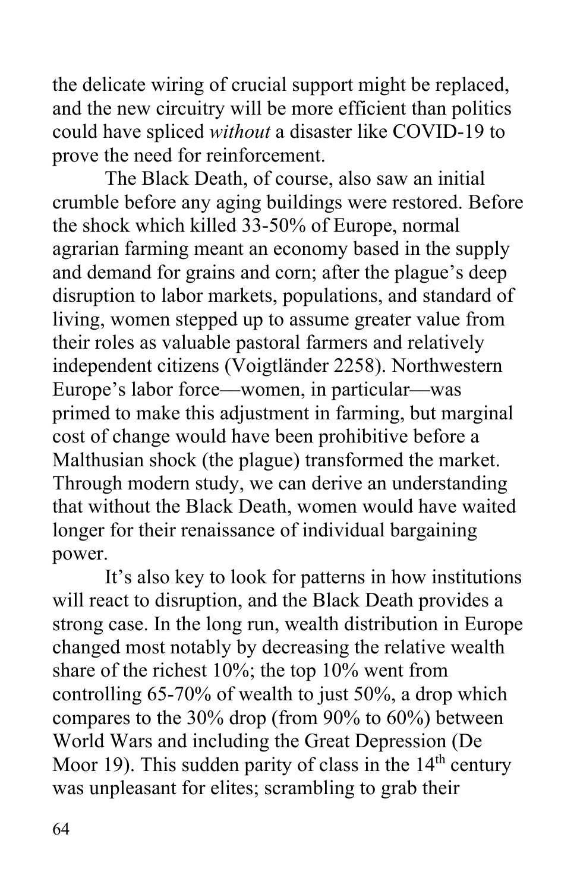the delicate wiring of crucial support might be replaced, and the new circuitry will be more efficient than politics could have spliced *without* a disaster like COVID-19 to prove the need for reinforcement.

The Black Death, of course, also saw an initial crumble before any aging buildings were restored. Before the shock which killed 33-50% of Europe, normal agrarian farming meant an economy based in the supply and demand for grains and corn; after the plague's deep disruption to labor markets, populations, and standard of living, women stepped up to assume greater value from their roles as valuable pastoral farmers and relatively independent citizens (Voigtländer 2258). Northwestern Europe's labor force—women, in particular—was primed to make this adjustment in farming, but marginal cost of change would have been prohibitive before a Malthusian shock (the plague) transformed the market. Through modern study, we can derive an understanding that without the Black Death, women would have waited longer for their renaissance of individual bargaining power.

It's also key to look for patterns in how institutions will react to disruption, and the Black Death provides a strong case. In the long run, wealth distribution in Europe changed most notably by decreasing the relative wealth share of the richest 10%; the top 10% went from controlling 65-70% of wealth to just 50%, a drop which compares to the 30% drop (from 90% to 60%) between World Wars and including the Great Depression (De Moor 19). This sudden parity of class in the 14th century was unpleasant for elites; scrambling to grab their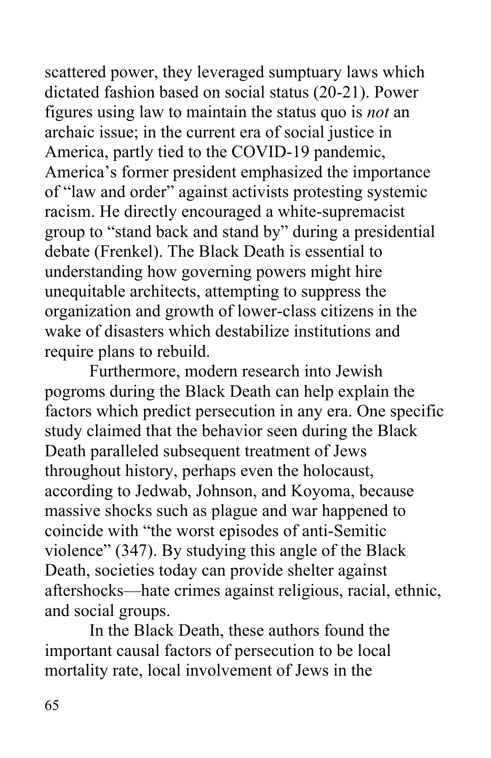scattered power, they leveraged sumptuary laws which dictated fashion based on social status (20-21). Power figures using law to maintain the status quo is *not* an archaic issue; in the current era of social justice in America, partly tied to the COVID-19 pandemic, America's former president emphasized the importance of "law and order" against activists protesting systemic racism. He directly encouraged a white-supremacist group to "stand back and stand by" during a presidential debate (Frenkel). The Black Death is essential to understanding how governing powers might hire unequitable architects, attempting to suppress the organization and growth of lower-class citizens in the wake of disasters which destabilize institutions and require plans to rebuild.

Furthermore, modern research into Jewish pogroms during the Black Death can help explain the factors which predict persecution in any era. One specific study claimed that the behavior seen during the Black Death paralleled subsequent treatment of Jews throughout history, perhaps even the holocaust, according to Jedwab, Johnson, and Koyoma, because massive shocks such as plague and war happened to coincide with "the worst episodes of anti-Semitic violence" (347). By studying this angle of the Black Death, societies today can provide shelter against aftershocks—hate crimes against religious, racial, ethnic, and social groups.

In the Black Death, these authors found the important causal factors of persecution to be local mortality rate, local involvement of Jews in the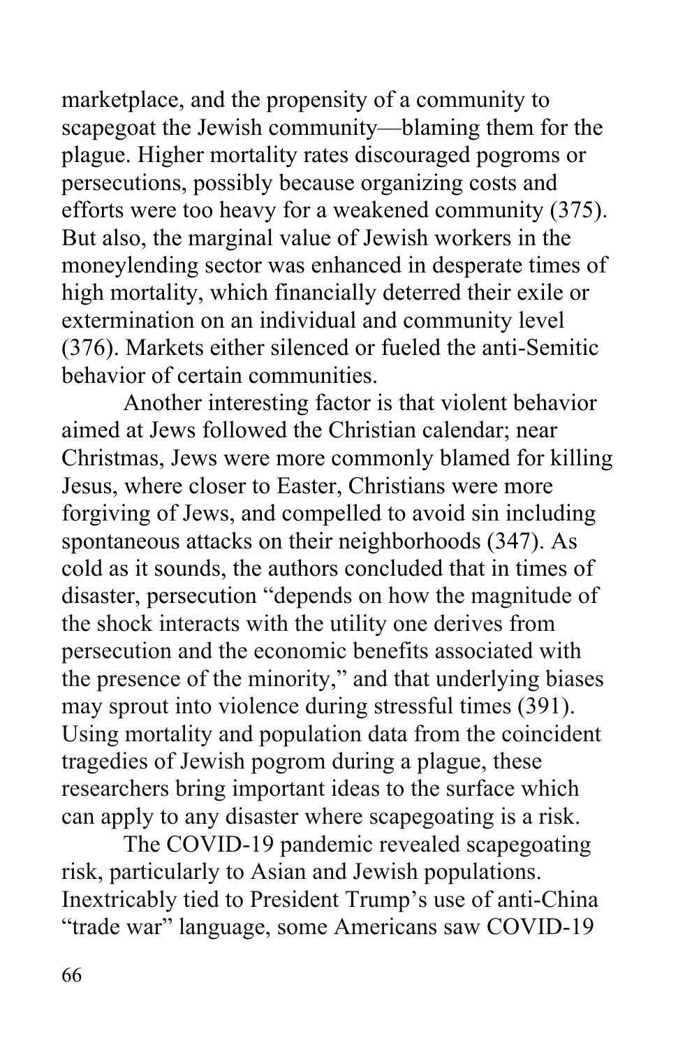marketplace, and the propensity of a community to scapegoat the Jewish community—blaming them for the plague. Higher mortality rates discouraged pogroms or persecutions, possibly because organizing costs and efforts were too heavy for a weakened community (375). But also, the marginal value of Jewish workers in the moneylending sector was enhanced in desperate times of high mortality, which financially deterred their exile or extermination on an individual and community level (376). Markets either silenced or fueled the anti-Semitic behavior of certain communities.

Another interesting factor is that violent behavior aimed at Jews followed the Christian calendar; near Christmas, Jews were more commonly blamed for killing Jesus, where closer to Easter, Christians were more forgiving of Jews, and compelled to avoid sin including spontaneous attacks on their neighborhoods (347). As cold as it sounds, the authors concluded that in times of disaster, persecution "depends on how the magnitude of the shock interacts with the utility one derives from persecution and the economic benefits associated with the presence of the minority," and that underlying biases may sprout into violence during stressful times (391). Using mortality and population data from the coincident tragedies of Jewish pogrom during a plague, these researchers bring important ideas to the surface which can apply to any disaster where scapegoating is a risk.

The COVID-19 pandemic revealed scapegoating risk, particularly to Asian and Jewish populations. Inextricably tied to President Trump's use of anti-China "trade war" language, some Americans saw COVID-19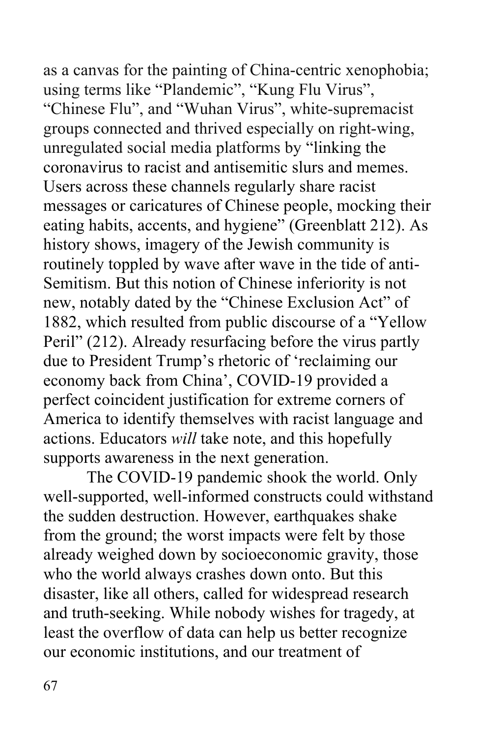as a canvas for the painting of China-centric xenophobia; using terms like "Plandemic", "Kung Flu Virus", "Chinese Flu", and "Wuhan Virus", white-supremacist groups connected and thrived especially on right-wing, unregulated social media platforms by "linking the coronavirus to racist and antisemitic slurs and memes. Users across these channels regularly share racist messages or caricatures of Chinese people, mocking their eating habits, accents, and hygiene" (Greenblatt 212). As history shows, imagery of the Jewish community is routinely toppled by wave after wave in the tide of anti-Semitism. But this notion of Chinese inferiority is not new, notably dated by the "Chinese Exclusion Act" of 1882, which resulted from public discourse of a "Yellow Peril" (212). Already resurfacing before the virus partly due to President Trump's rhetoric of 'reclaiming our economy back from China', COVID-19 provided a perfect coincident justification for extreme corners of America to identify themselves with racist language and actions. Educators *will* take note, and this hopefully supports awareness in the next generation.

The COVID-19 pandemic shook the world. Only well-supported, well-informed constructs could withstand the sudden destruction. However, earthquakes shake from the ground; the worst impacts were felt by those already weighed down by socioeconomic gravity, those who the world always crashes down onto. But this disaster, like all others, called for widespread research and truth-seeking. While nobody wishes for tragedy, at least the overflow of data can help us better recognize our economic institutions, and our treatment of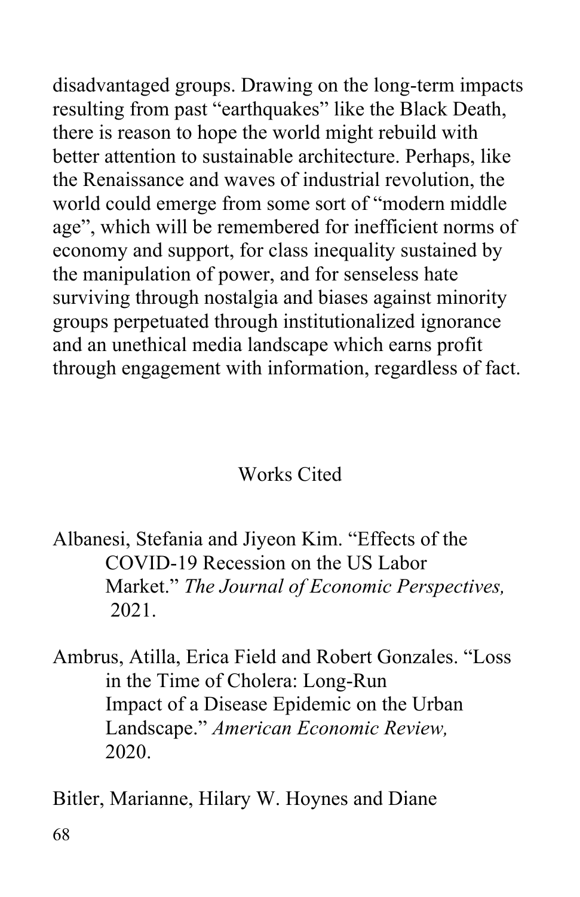disadvantaged groups. Drawing on the long-term impacts resulting from past "earthquakes" like the Black Death, there is reason to hope the world might rebuild with better attention to sustainable architecture. Perhaps, like the Renaissance and waves of industrial revolution, the world could emerge from some sort of "modern middle age", which will be remembered for inefficient norms of economy and support, for class inequality sustained by the manipulation of power, and for senseless hate surviving through nostalgia and biases against minority groups perpetuated through institutionalized ignorance and an unethical media landscape which earns profit through engagement with information, regardless of fact.

## Works Cited

Albanesi, Stefania and Jiyeon Kim. "Effects of the COVID-19 Recession on the US Labor Market." *The Journal of Economic Perspectives,* 2021.

Ambrus, Atilla, Erica Field and Robert Gonzales. "Loss in the Time of Cholera: Long-Run Impact of a Disease Epidemic on the Urban Landscape." *American Economic Review,* 2020.

Bitler, Marianne, Hilary W. Hoynes and Diane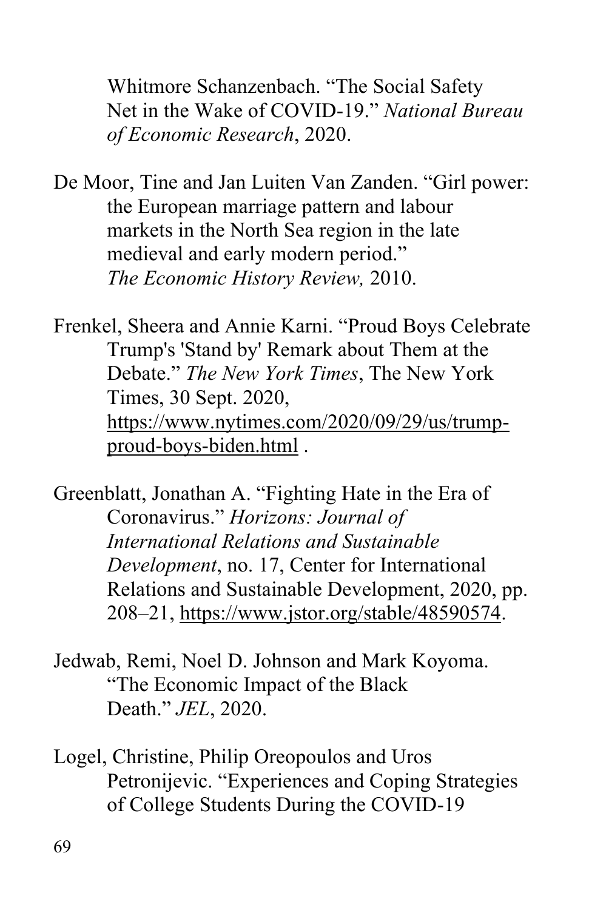Whitmore Schanzenbach. “The Social Safety Net in the Wake of COVID-19.” *National Bureau of Economic Research*, 2020.

De Moor, Tine and Jan Luiten Van Zanden. “Girl power: the European marriage pattern and labour markets in the North Sea region in the late medieval and early modern period.” *The Economic History Review,* 2010.

Frenkel, Sheera and Annie Karni. “Proud Boys Celebrate Trump's 'Stand by' Remark about Them at the Debate.” *The New York Times*, The New York Times, 30 Sept. 2020, https://www.nytimes.com/2020/09/29/us/trump-proud-boys-biden.html .

Greenblatt, Jonathan A. “Fighting Hate in the Era of Coronavirus.” *Horizons: Journal of International Relations and Sustainable Development*, no. 17, Center for International Relations and Sustainable Development, 2020, pp. 208–21, https://www.jstor.org/stable/48590574.

Jedwab, Remi, Noel D. Johnson and Mark Koyoma. “The Economic Impact of the Black Death.” *JEL*, 2020.

Logel, Christine, Philip Oreopoulos and Uros Petronijevic. “Experiences and Coping Strategies of College Students During the COVID-19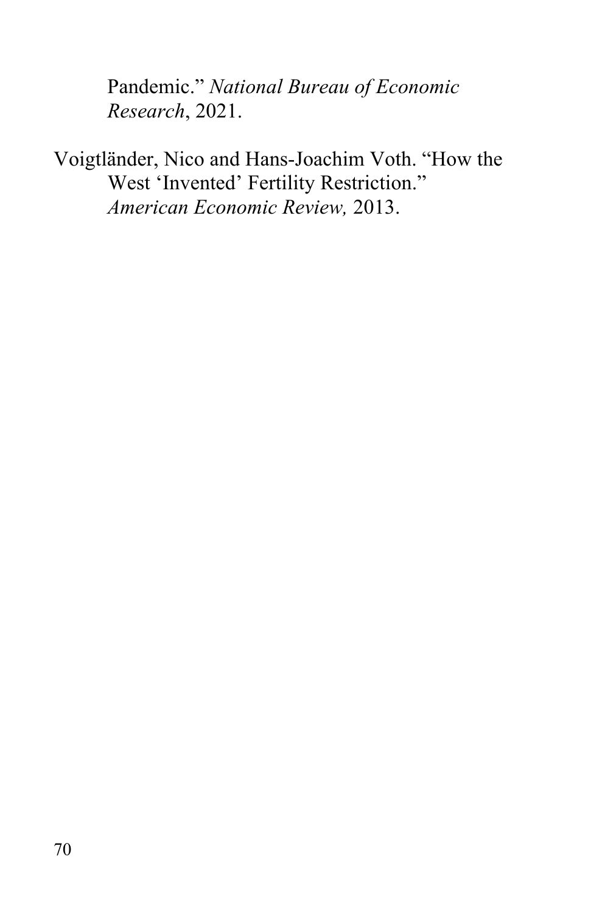Pandemic." *National Bureau of Economic Research*, 2021.

Voigtländer, Nico and Hans-Joachim Voth. "How the West 'Invented' Fertility Restriction." *American Economic Review,* 2013.